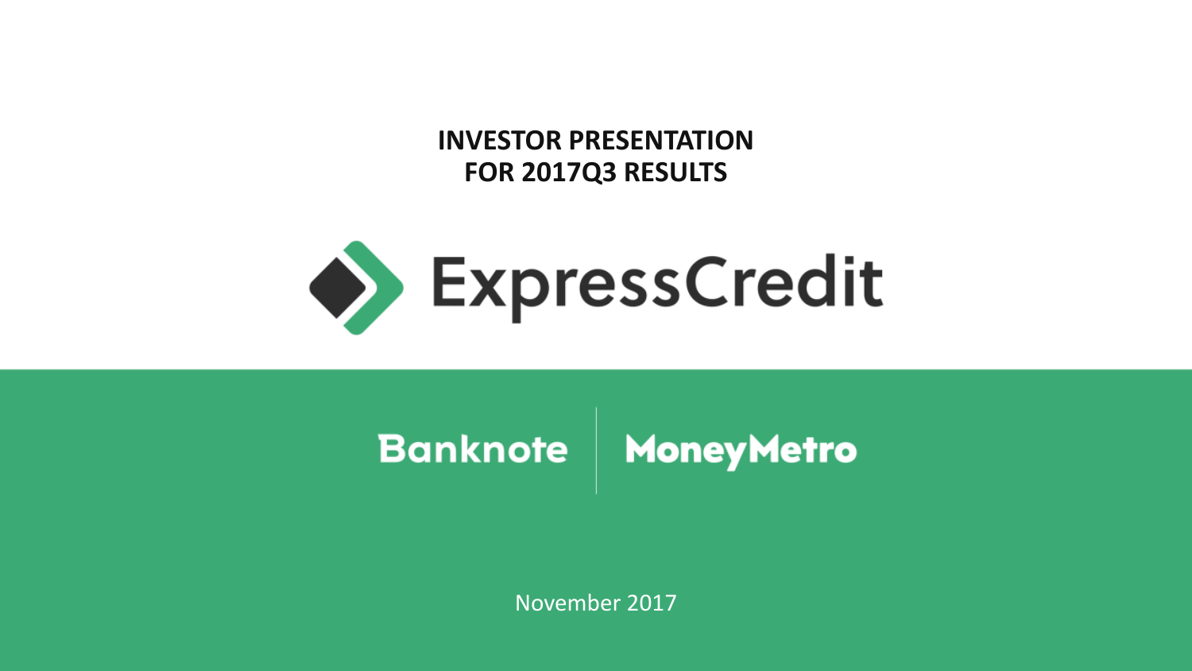# INVESTOR PRESENTATION FOR 2017Q3 RESULTS

ExpressCredit

Banknote | MoneyMetro

November 2017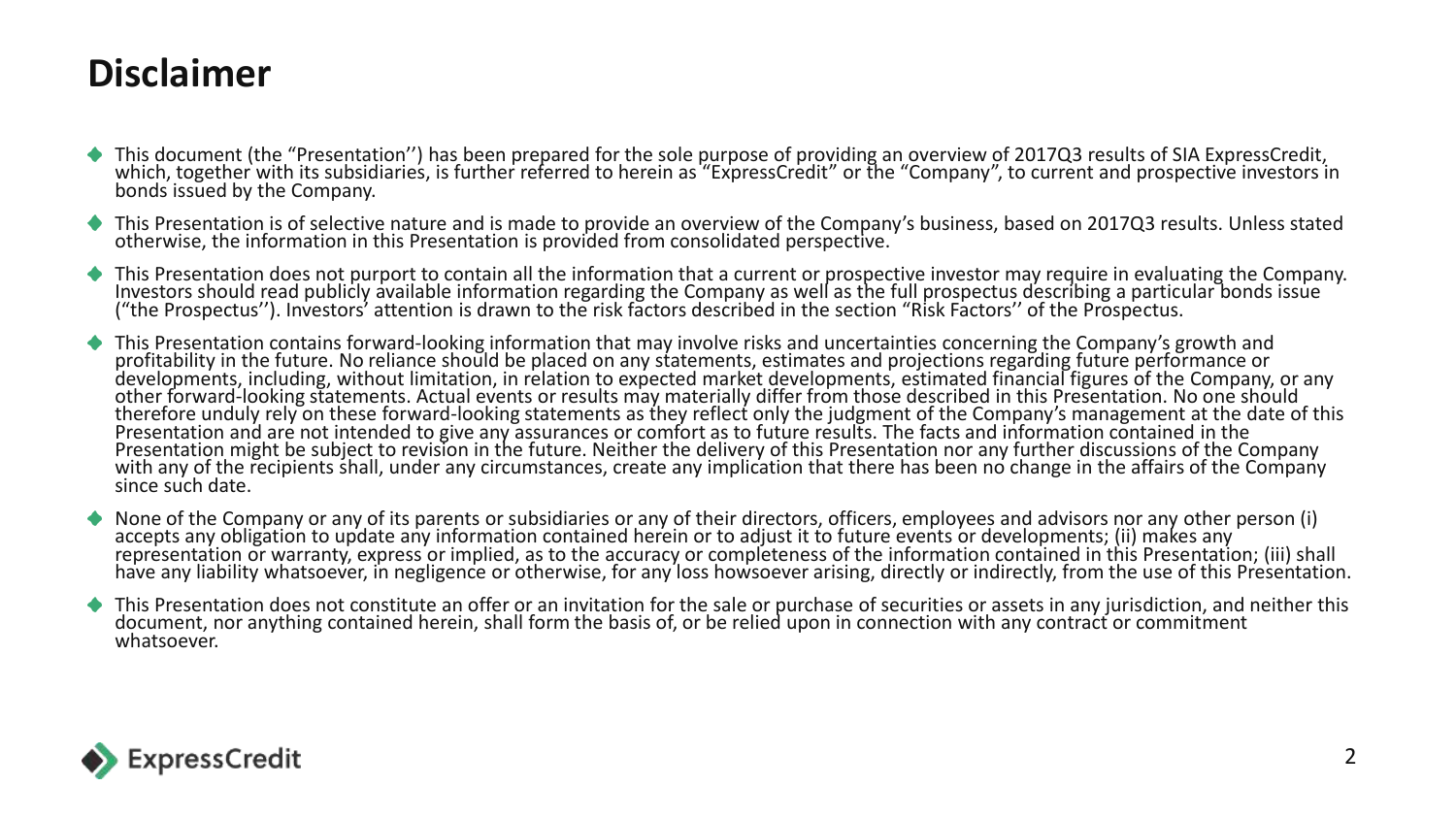# Disclaimer

- This document (the "Presentation'') has been prepared for the sole purpose of providing an overview of 2017Q3 results of SIA ExpressCredit, which, together with its subsidiaries, is further referred to herein as "ExpressCredit" or the "Company", to current and prospective investors in bonds issued by the Company.
- This Presentation is of selective nature and is made to provide an overview of the Company's business, based on 2017Q3 results. Unless stated otherwise, the information in this Presentation is provided from consolidated perspective.
- This Presentation does not purport to contain all the information that a current or prospective investor may require in evaluating the Company. Investors should read publicly available information regarding the Company as well as the full prospectus describing a particular bonds issue ("the Prospectus''). Investors' attention is drawn to the risk factors described in the section "Risk Factors'' of the Prospectus.
- This Presentation contains forward-looking information that may involve risks and uncertainties concerning the Company's growth and profitability in the future. No reliance should be placed on any statements, estimates and projections regarding future performance or developments, including, without limitation, in relation to expected market developments, estimated financial figures of the Company, or any other forward-looking statements. Actual events or results may materially differ from those described in this Presentation. No one should therefore unduly rely on these forward-looking statements as they reflect only the judgment of the Company's management at the date of this Presentation and are not intended to give any assurances or comfort as to future results. The facts and information contained in the Presentation might be subject to revision in the future. Neither the delivery of this Presentation nor any further discussions of the Company with any of the recipients shall, under any circumstances, create any implication that there has been no change in the affairs of the Company since such date.
- None of the Company or any of its parents or subsidiaries or any of their directors, officers, employees and advisors nor any other person (i) accepts any obligation to update any information contained herein or to adjust it to future events or developments; (ii) makes any representation or warranty, express or implied, as to the accuracy or completeness of the information contained in this Presentation; (iii) shall have any liability whatsoever, in negligence or otherwise, for any loss howsoever arising, directly or indirectly, from the use of this Presentation.
- This Presentation does not constitute an offer or an invitation for the sale or purchase of securities or assets in any jurisdiction, and neither this document, nor anything contained herein, shall form the basis of, or be relied upon in connection with any contract or commitment whatsoever.

ExpressCredit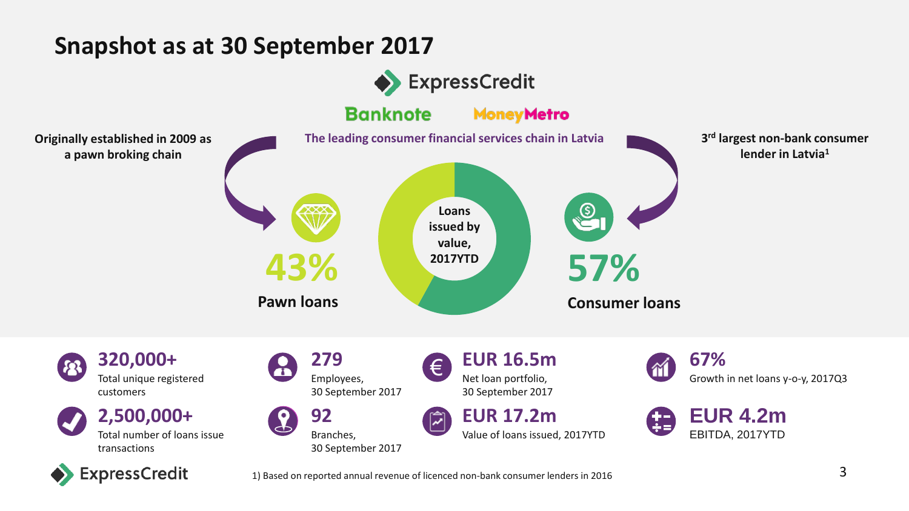# Snapshot as at 30 September 2017

ExpressCredit

Banknote MoneyMetro

**The leading consumer financial services chain in Latvia**

**Originally established in 2009 as a pawn broking chain**

**3rd largest non-bank consumer lender in Latvia[1]**

**Loans issued by value, 2017YTD**

**43%** **Pawn loans**

**57%** **Consumer loans**

**320,000+**
Total unique registered customers

**2,500,000+**
Total number of loans issue transactions

**279**
Employees, 30 September 2017

**92**
Branches, 30 September 2017

**EUR 16.5m**
Net loan portfolio, 30 September 2017

**EUR 17.2m**
Value of loans issued, 2017YTD

**67%**
Growth in net loans y-o-y, 2017Q3

**EUR 4.2m**
EBITDA, 2017YTD

1) Based on reported annual revenue of licenced non-bank consumer lenders in 2016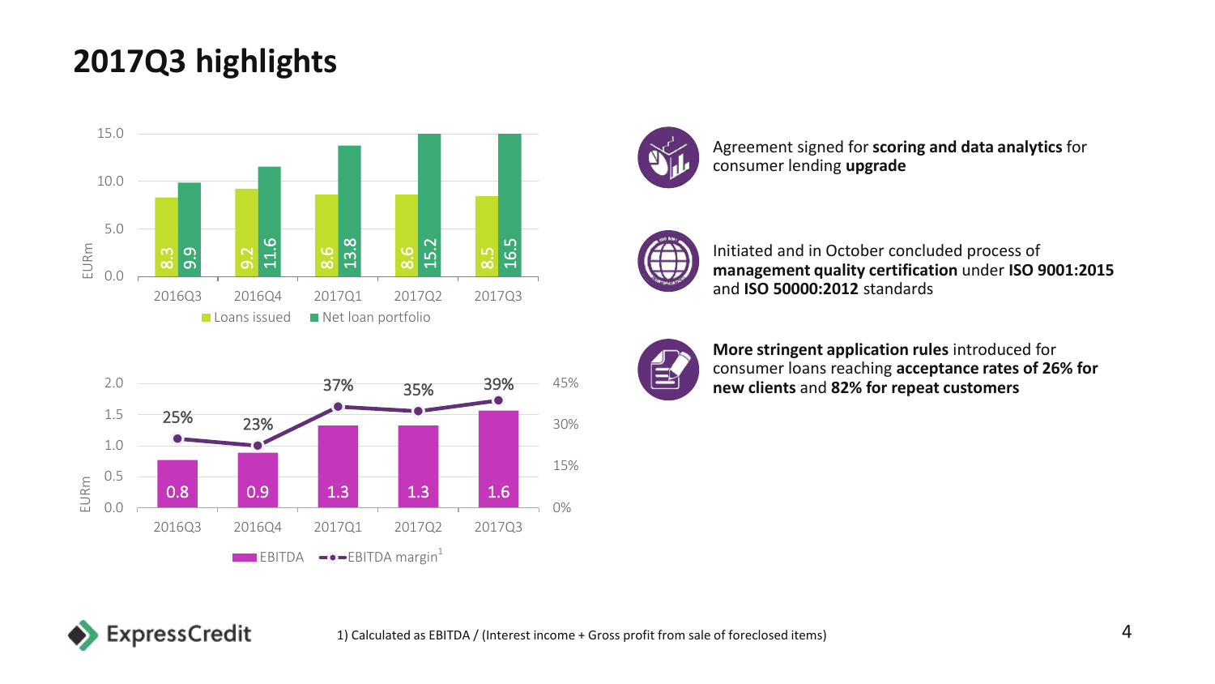# 2017Q3 highlights

| EURm | 2016Q3 | 2016Q4 | 2017Q1 | 2017Q2 | 2017Q3 |
|---|---|---|---|---|---|
| Loans issued | 8.3 | 9.2 | 8.6 | 8.6 | 8.5 |
| Net loan portfolio | 9.9 | 11.6 | 13.8 | 15.2 | 16.5 |

| EURm | 2016Q3 | 2016Q4 | 2017Q1 | 2017Q2 | 2017Q3 |
|---|---|---|---|---|---|
| EBITDA | 0.8 | 0.9 | 1.3 | 1.3 | 1.6 |
| EBITDA margin[1] | 25% | 23% | 37% | 35% | 39% |

Agreement signed for **scoring and data analytics** for consumer lending **upgrade**

Initiated and in October concluded process of **management quality certification** under **ISO 9001:2015** and **ISO 50000:2012** standards

**More stringent application rules** introduced for consumer loans reaching **acceptance rates of 26% for new clients** and **82% for repeat customers**

1) Calculated as EBITDA / (Interest income + Gross profit from sale of foreclosed items)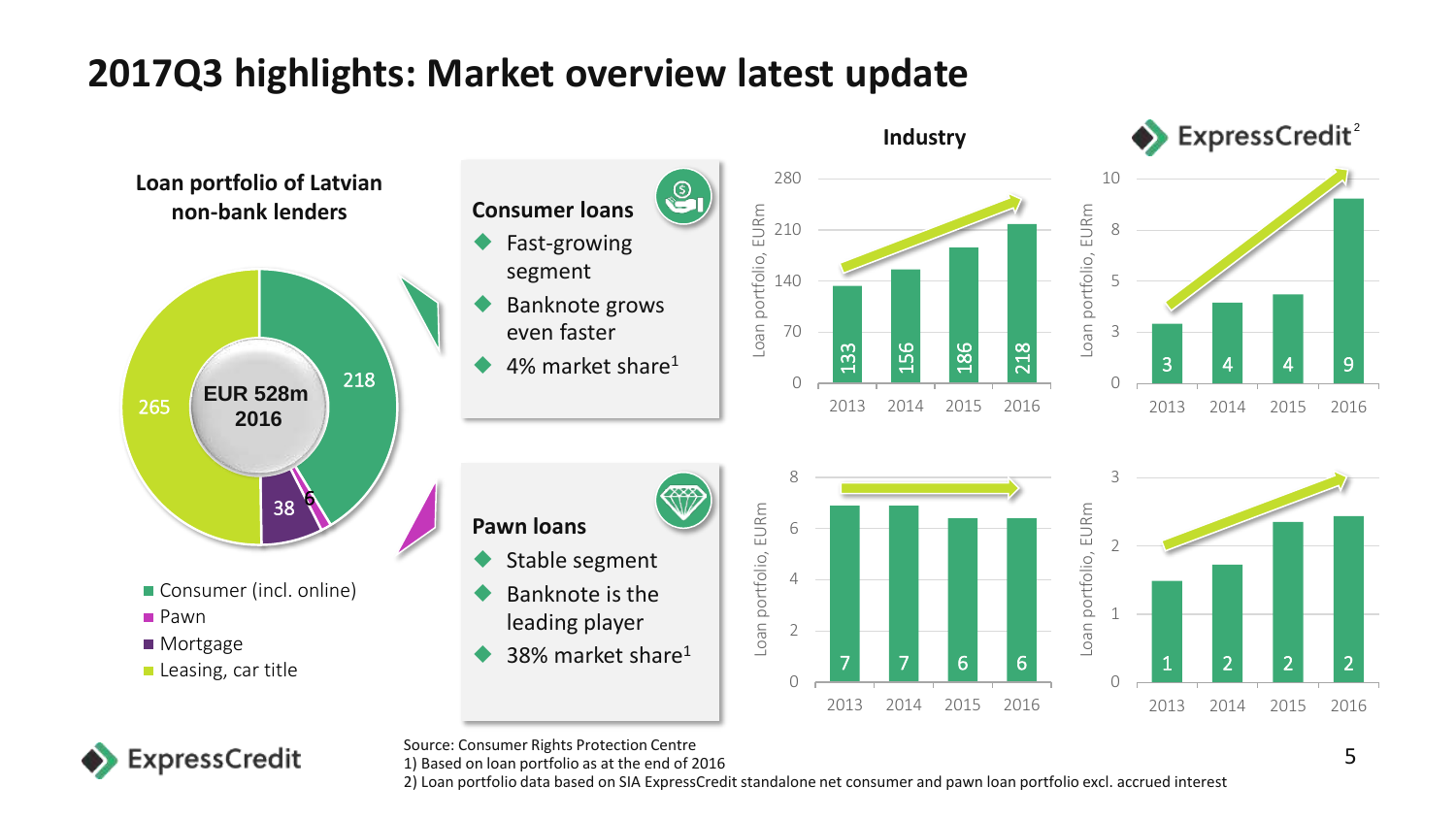# 2017Q3 highlights: Market overview latest update

## Loan portfolio of Latvian non-bank lenders

EUR 528m 2016

| Segment | EURm |
| --- | --- |
| Consumer (incl. online) | 218 |
| Pawn | 6 |
| Mortgage | 38 |
| Leasing, car title | 265 |

### Consumer loans

- Fast-growing segment
- Banknote grows even faster
- 4% market share[1]

### Pawn loans

- Stable segment
- Banknote is the leading player
- 38% market share[1]

**Loan portfolio, EURm**

| | Industry – Consumer loans | ExpressCredit[2] – Consumer loans | Industry – Pawn loans | ExpressCredit[2] – Pawn loans |
| --- | --- | --- | --- | --- |
| 2013 | 133 | 3 | 7 | 1 |
| 2014 | 156 | 4 | 7 | 2 |
| 2015 | 186 | 4 | 6 | 2 |
| 2016 | 218 | 9 | 6 | 2 |

Source: Consumer Rights Protection Centre
1) Based on loan portfolio as at the end of 2016
2) Loan portfolio data based on SIA ExpressCredit standalone net consumer and pawn loan portfolio excl. accrued interest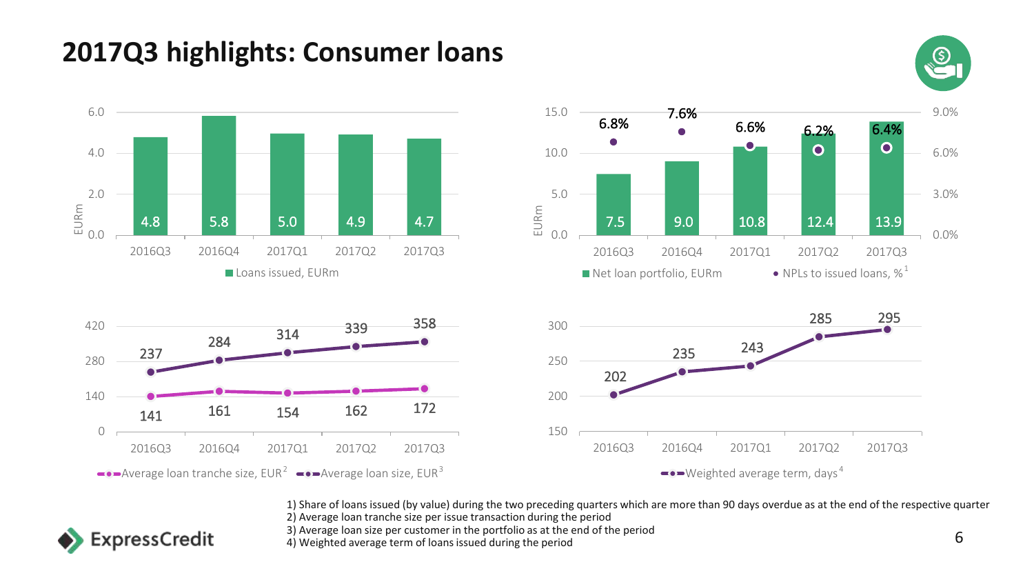# 2017Q3 highlights: Consumer loans

| | 2016Q3 | 2016Q4 | 2017Q1 | 2017Q2 | 2017Q3 |
|---|---|---|---|---|---|
| Loans issued, EURm | 4.8 | 5.8 | 5.0 | 4.9 | 4.7 |

| | 2016Q3 | 2016Q4 | 2017Q1 | 2017Q2 | 2017Q3 |
|---|---|---|---|---|---|
| Net loan portfolio, EURm | 7.5 | 9.0 | 10.8 | 12.4 | 13.9 |
| NPLs to issued loans, %[1] | 6.8% | 7.6% | 6.6% | 6.2% | 6.4% |

| | 2016Q3 | 2016Q4 | 2017Q1 | 2017Q2 | 2017Q3 |
|---|---|---|---|---|---|
| Average loan tranche size, EUR[2] | 141 | 161 | 154 | 162 | 172 |
| Average loan size, EUR[3] | 237 | 284 | 314 | 339 | 358 |

| | 2016Q3 | 2016Q4 | 2017Q1 | 2017Q2 | 2017Q3 |
|---|---|---|---|---|---|
| Weighted average term, days[4] | 202 | 235 | 243 | 285 | 295 |

1) Share of loans issued (by value) during the two preceding quarters which are more than 90 days overdue as at the end of the respective quarter
2) Average loan tranche size per issue transaction during the period
3) Average loan size per customer in the portfolio as at the end of the period
4) Weighted average term of loans issued during the period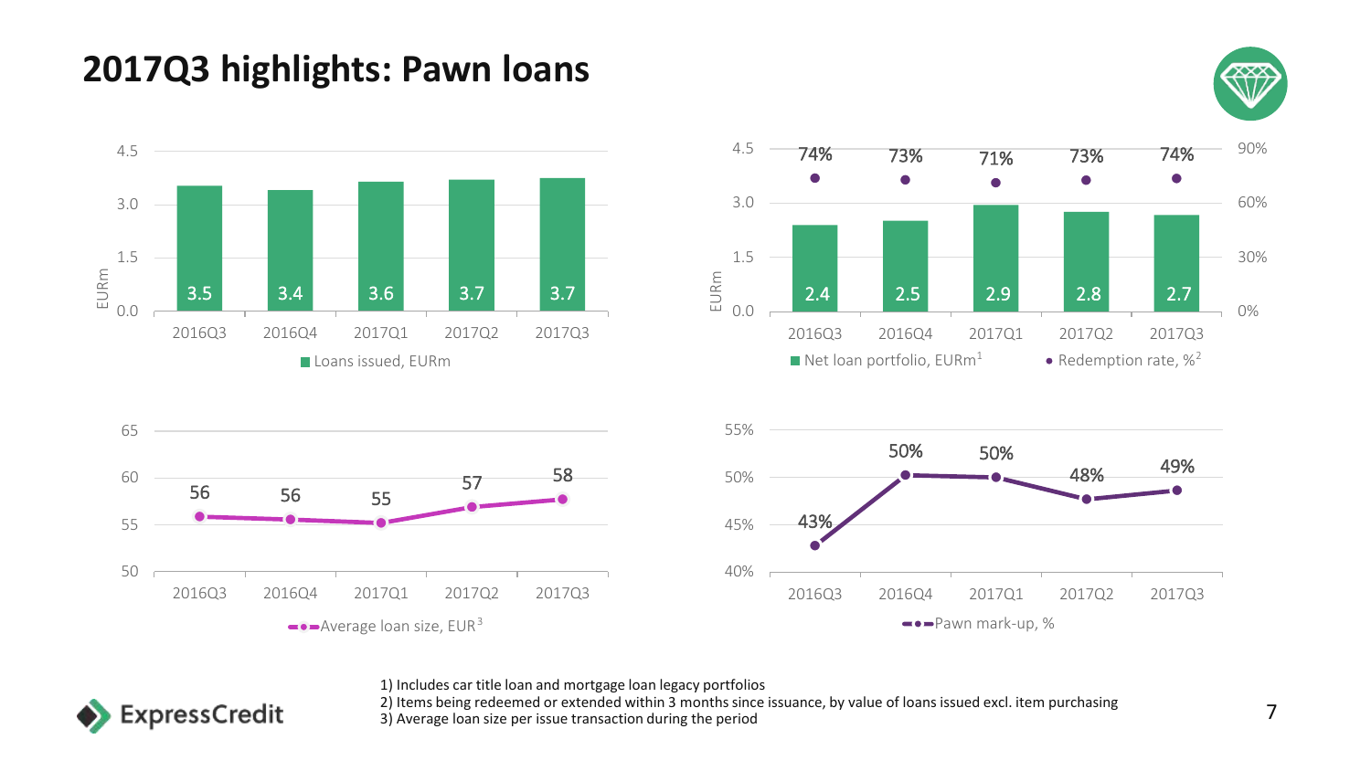# 2017Q3 highlights: Pawn loans

| | 2016Q3 | 2016Q4 | 2017Q1 | 2017Q2 | 2017Q3 |
|---|---|---|---|---|---|
| Loans issued, EURm | 3.5 | 3.4 | 3.6 | 3.7 | 3.7 |

| | 2016Q3 | 2016Q4 | 2017Q1 | 2017Q2 | 2017Q3 |
|---|---|---|---|---|---|
| Net loan portfolio, EURm[1] | 2.4 | 2.5 | 2.9 | 2.8 | 2.7 |
| Redemption rate, %[2] | 74% | 73% | 71% | 73% | 74% |

| | 2016Q3 | 2016Q4 | 2017Q1 | 2017Q2 | 2017Q3 |
|---|---|---|---|---|---|
| Average loan size, EUR[3] | 56 | 56 | 55 | 57 | 58 |

| | 2016Q3 | 2016Q4 | 2017Q1 | 2017Q2 | 2017Q3 |
|---|---|---|---|---|---|
| Pawn mark-up, % | 43% | 50% | 50% | 48% | 49% |

1) Includes car title loan and mortgage loan legacy portfolios
2) Items being redeemed or extended within 3 months since issuance, by value of loans issued excl. item purchasing
3) Average loan size per issue transaction during the period

ExpressCredit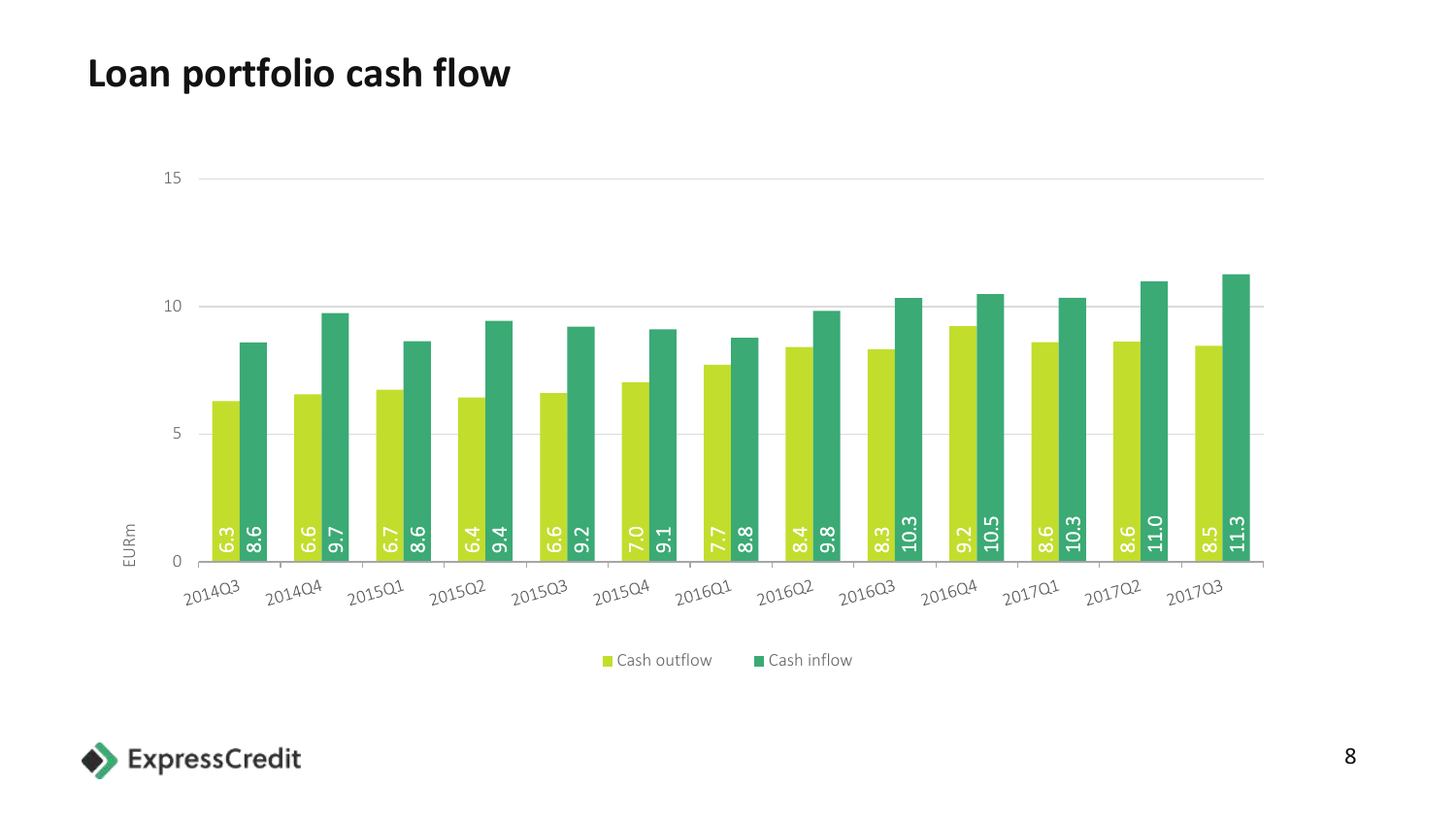# Loan portfolio cash flow

EURm

| Quarter | Cash outflow | Cash inflow |
|---|---|---|
| 2014Q3 | 6.3 | 8.6 |
| 2014Q4 | 6.6 | 9.7 |
| 2015Q1 | 6.7 | 8.6 |
| 2015Q2 | 6.4 | 9.4 |
| 2015Q3 | 6.6 | 9.2 |
| 2015Q4 | 7.0 | 9.1 |
| 2016Q1 | 7.7 | 8.8 |
| 2016Q2 | 8.4 | 9.8 |
| 2016Q3 | 8.3 | 10.3 |
| 2016Q4 | 9.2 | 10.5 |
| 2017Q1 | 8.6 | 10.3 |
| 2017Q2 | 8.6 | 11.0 |
| 2017Q3 | 8.5 | 11.3 |

ExpressCredit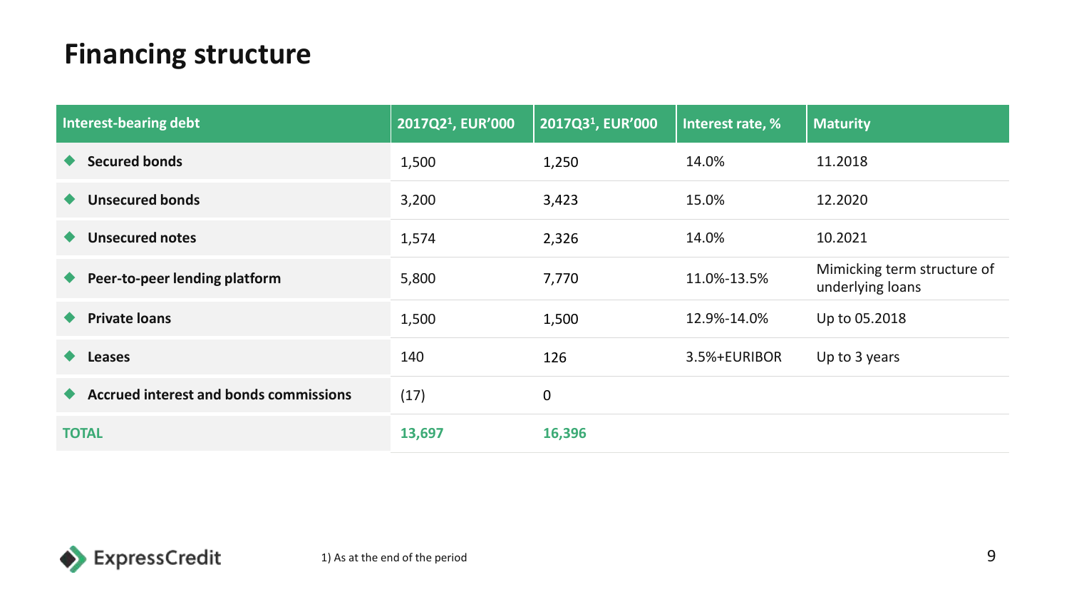# Financing structure

| Interest-bearing debt | 2017Q2[1], EUR'000 | 2017Q3[1], EUR'000 | Interest rate, % | Maturity |
|---|---|---|---|---|
| **Secured bonds** | 1,500 | 1,250 | 14.0% | 11.2018 |
| **Unsecured bonds** | 3,200 | 3,423 | 15.0% | 12.2020 |
| **Unsecured notes** | 1,574 | 2,326 | 14.0% | 10.2021 |
| **Peer-to-peer lending platform** | 5,800 | 7,770 | 11.0%-13.5% | Mimicking term structure of underlying loans |
| **Private loans** | 1,500 | 1,500 | 12.9%-14.0% | Up to 05.2018 |
| **Leases** | 140 | 126 | 3.5%+EURIBOR | Up to 3 years |
| **Accrued interest and bonds commissions** | (17) | 0 | | |
| **TOTAL** | **13,697** | **16,396** | | |

1) As at the end of the period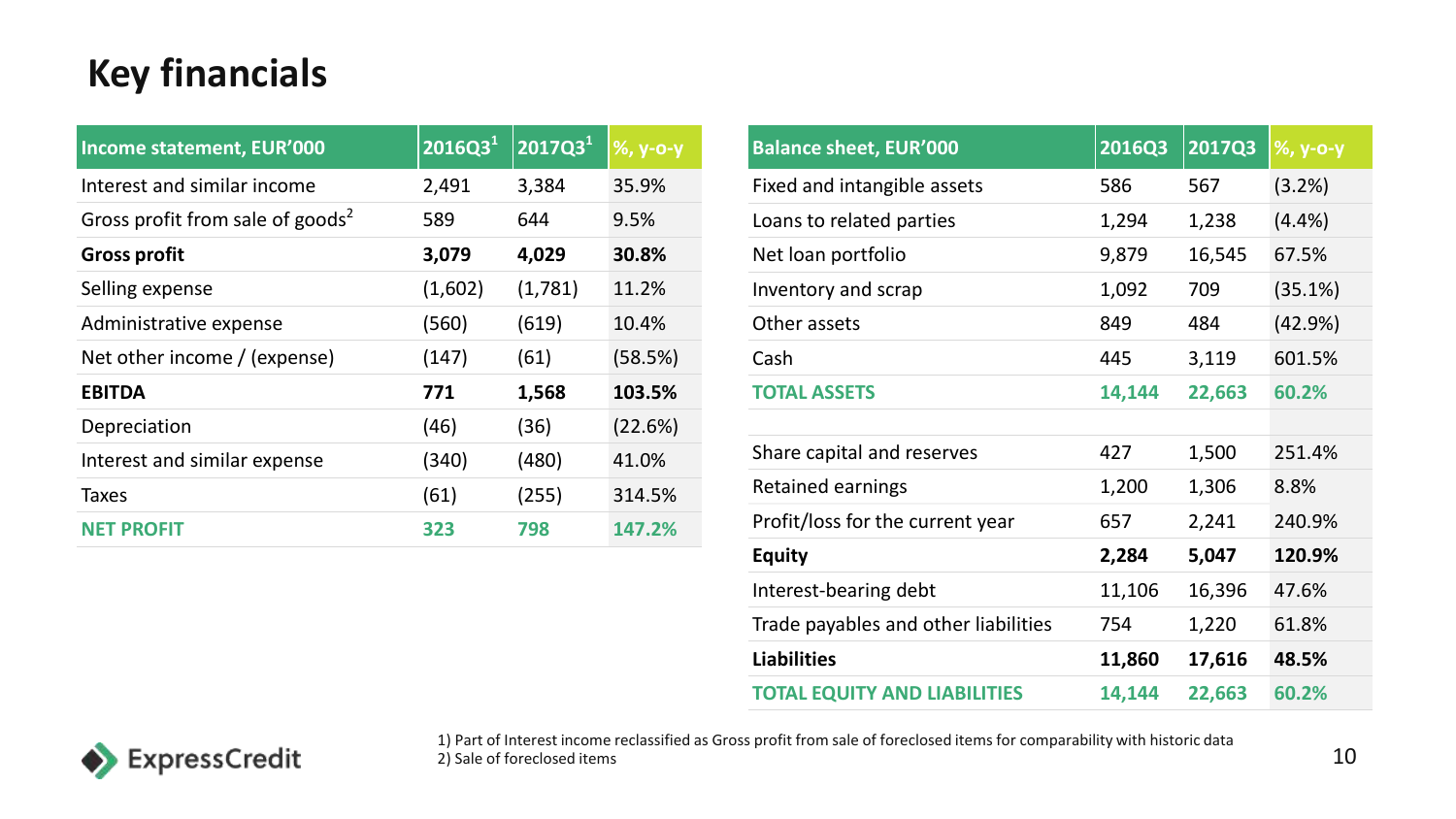# Key financials

| Income statement, EUR'000 | 2016Q3[1] | 2017Q3[1] | %, y-o-y |
|---|---|---|---|
| Interest and similar income | 2,491 | 3,384 | 35.9% |
| Gross profit from sale of goods[2] | 589 | 644 | 9.5% |
| **Gross profit** | **3,079** | **4,029** | **30.8%** |
| Selling expense | (1,602) | (1,781) | 11.2% |
| Administrative expense | (560) | (619) | 10.4% |
| Net other income / (expense) | (147) | (61) | (58.5%) |
| **EBITDA** | **771** | **1,568** | **103.5%** |
| Depreciation | (46) | (36) | (22.6%) |
| Interest and similar expense | (340) | (480) | 41.0% |
| Taxes | (61) | (255) | 314.5% |
| **NET PROFIT** | **323** | **798** | **147.2%** |

| Balance sheet, EUR'000 | 2016Q3 | 2017Q3 | %, y-o-y |
|---|---|---|---|
| Fixed and intangible assets | 586 | 567 | (3.2%) |
| Loans to related parties | 1,294 | 1,238 | (4.4%) |
| Net loan portfolio | 9,879 | 16,545 | 67.5% |
| Inventory and scrap | 1,092 | 709 | (35.1%) |
| Other assets | 849 | 484 | (42.9%) |
| Cash | 445 | 3,119 | 601.5% |
| **TOTAL ASSETS** | **14,144** | **22,663** | **60.2%** |
| | | | |
| Share capital and reserves | 427 | 1,500 | 251.4% |
| Retained earnings | 1,200 | 1,306 | 8.8% |
| Profit/loss for the current year | 657 | 2,241 | 240.9% |
| **Equity** | **2,284** | **5,047** | **120.9%** |
| Interest-bearing debt | 11,106 | 16,396 | 47.6% |
| Trade payables and other liabilities | 754 | 1,220 | 61.8% |
| **Liabilities** | **11,860** | **17,616** | **48.5%** |
| **TOTAL EQUITY AND LIABILITIES** | **14,144** | **22,663** | **60.2%** |

1) Part of Interest income reclassified as Gross profit from sale of foreclosed items for comparability with historic data
2) Sale of foreclosed items

ExpressCredit